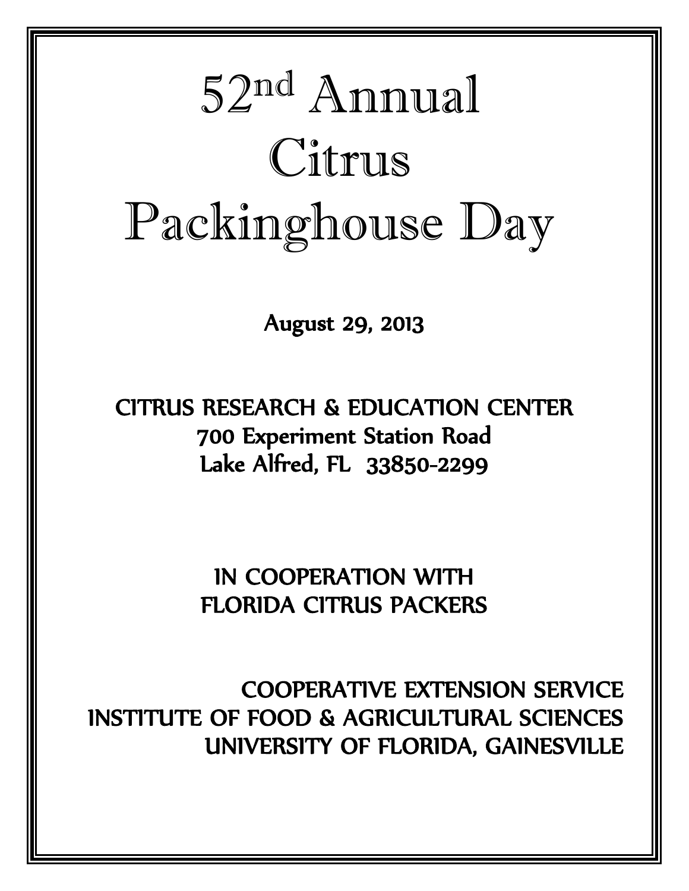# 52nd Annual Citrus Packinghouse Day

August 29, 2013

CITRUS RESEARCH & EDUCATION CENTER
700 Experiment Station Road
Lake Alfred, FL 33850-2299

IN COOPERATION WITH
FLORIDA CITRUS PACKERS

COOPERATIVE EXTENSION SERVICE
INSTITUTE OF FOOD & AGRICULTURAL SCIENCES
UNIVERSITY OF FLORIDA, GAINESVILLE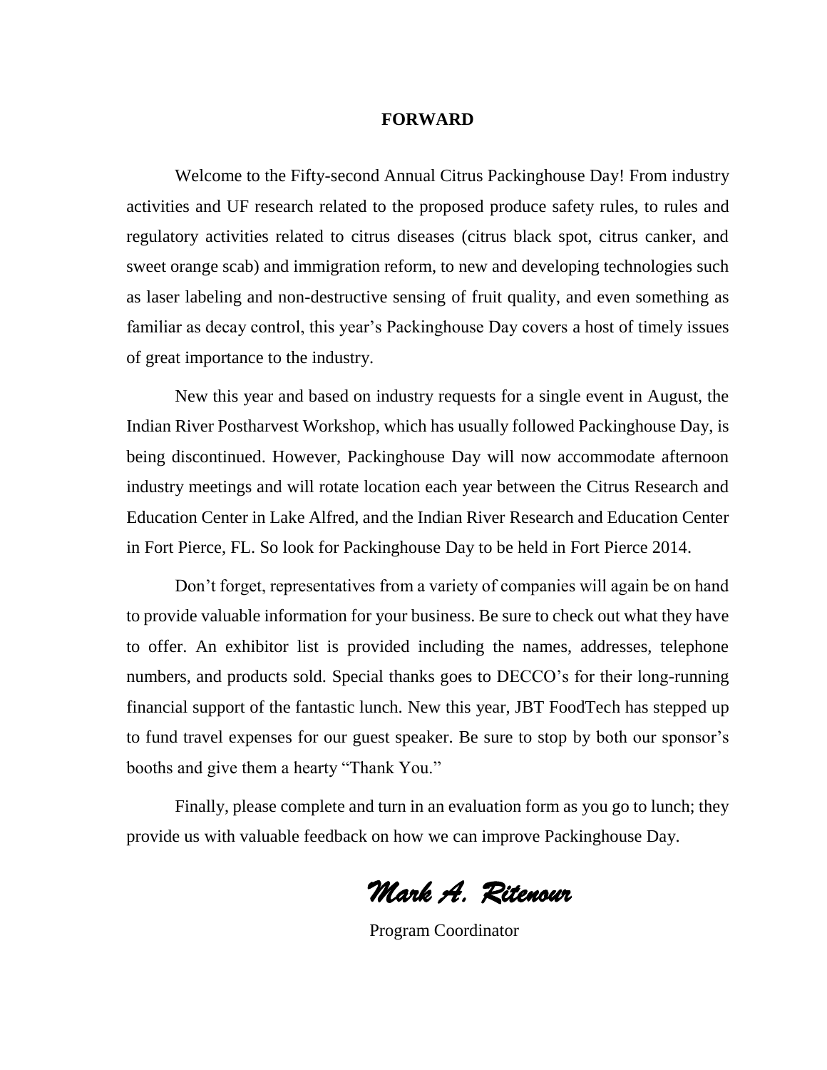# FORWARD

Welcome to the Fifty-second Annual Citrus Packinghouse Day! From industry activities and UF research related to the proposed produce safety rules, to rules and regulatory activities related to citrus diseases (citrus black spot, citrus canker, and sweet orange scab) and immigration reform, to new and developing technologies such as laser labeling and non-destructive sensing of fruit quality, and even something as familiar as decay control, this year's Packinghouse Day covers a host of timely issues of great importance to the industry.

New this year and based on industry requests for a single event in August, the Indian River Postharvest Workshop, which has usually followed Packinghouse Day, is being discontinued. However, Packinghouse Day will now accommodate afternoon industry meetings and will rotate location each year between the Citrus Research and Education Center in Lake Alfred, and the Indian River Research and Education Center in Fort Pierce, FL. So look for Packinghouse Day to be held in Fort Pierce 2014.

Don't forget, representatives from a variety of companies will again be on hand to provide valuable information for your business. Be sure to check out what they have to offer. An exhibitor list is provided including the names, addresses, telephone numbers, and products sold. Special thanks goes to DECCO's for their long-running financial support of the fantastic lunch. New this year, JBT FoodTech has stepped up to fund travel expenses for our guest speaker. Be sure to stop by both our sponsor's booths and give them a hearty "Thank You."

Finally, please complete and turn in an evaluation form as you go to lunch; they provide us with valuable feedback on how we can improve Packinghouse Day.

*Mark A. Ritenour*

Program Coordinator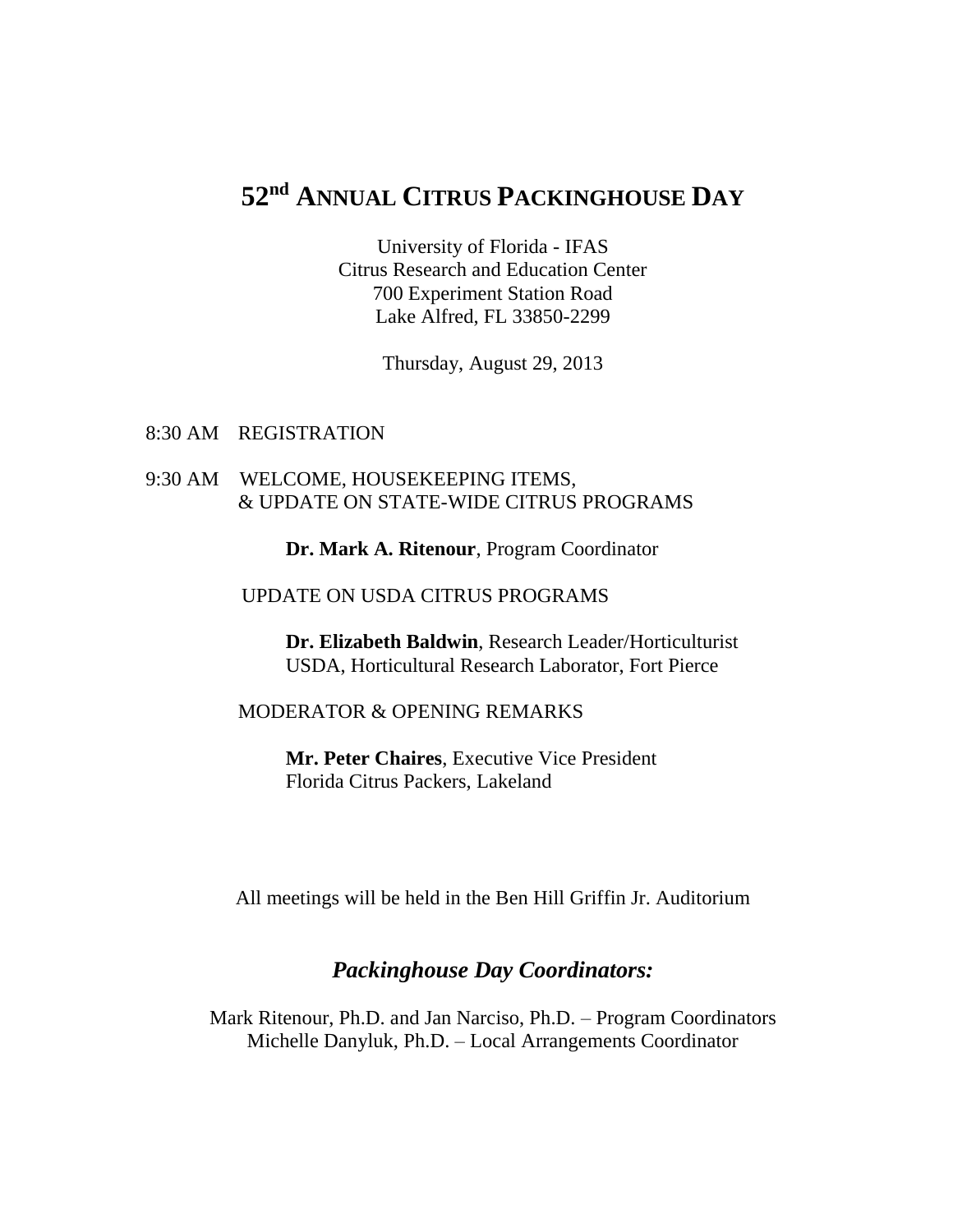# 52[nd] ANNUAL CITRUS PACKINGHOUSE DAY

University of Florida - IFAS
Citrus Research and Education Center
700 Experiment Station Road
Lake Alfred, FL 33850-2299

Thursday, August 29, 2013

8:30 AM REGISTRATION

9:30 AM WELCOME, HOUSEKEEPING ITEMS, & UPDATE ON STATE-WIDE CITRUS PROGRAMS

**Dr. Mark A. Ritenour**, Program Coordinator

UPDATE ON USDA CITRUS PROGRAMS

**Dr. Elizabeth Baldwin**, Research Leader/Horticulturist
USDA, Horticultural Research Laboratory, Fort Pierce

MODERATOR & OPENING REMARKS

**Mr. Peter Chaires**, Executive Vice President
Florida Citrus Packers, Lakeland

All meetings will be held in the Ben Hill Griffin Jr. Auditorium

## *Packinghouse Day Coordinators:*

Mark Ritenour, Ph.D. and Jan Narciso, Ph.D. – Program Coordinators
Michelle Danyluk, Ph.D. – Local Arrangements Coordinator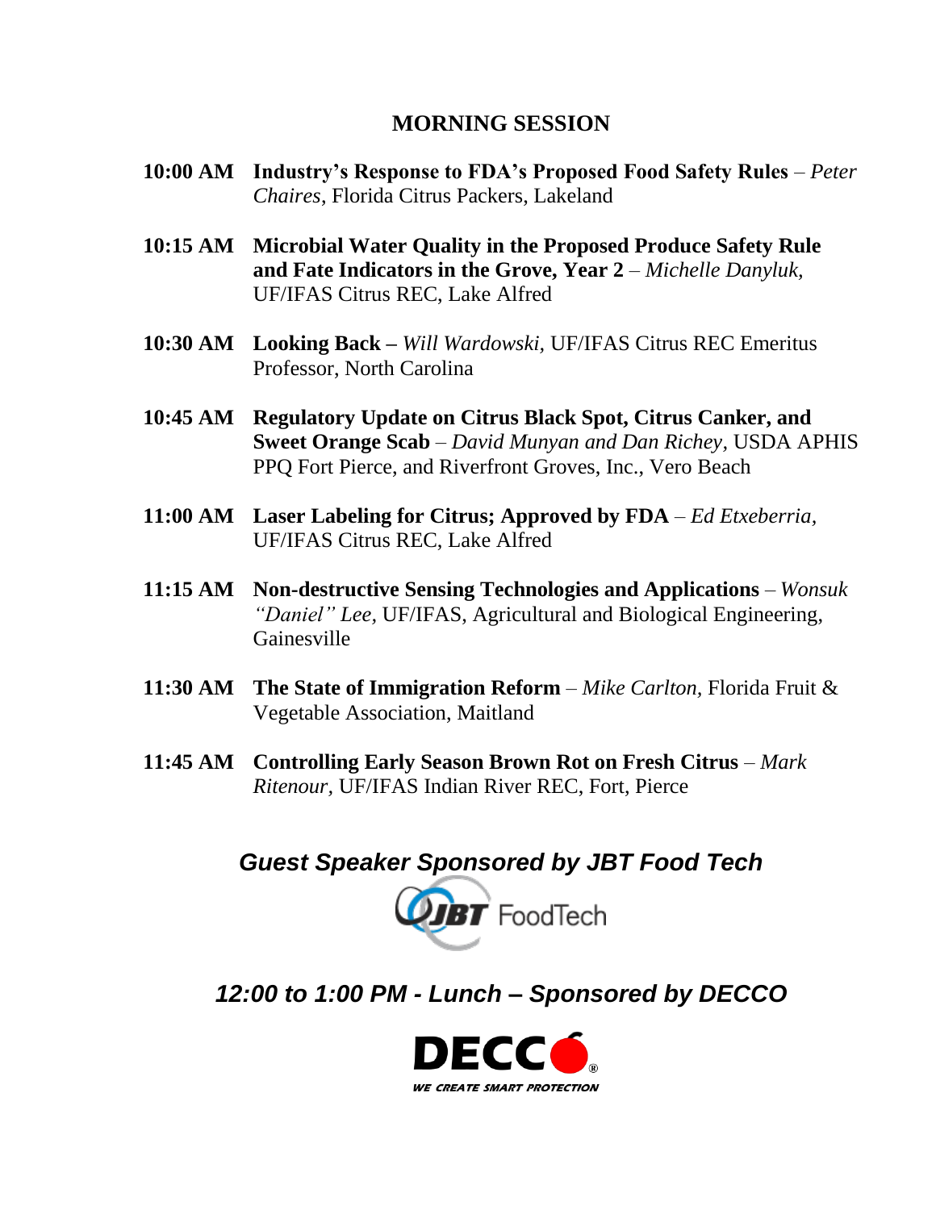## MORNING SESSION

**10:00 AM** **Industry's Response to FDA's Proposed Food Safety Rules** – *Peter Chaires*, Florida Citrus Packers, Lakeland

**10:15 AM** **Microbial Water Quality in the Proposed Produce Safety Rule and Fate Indicators in the Grove, Year 2** – *Michelle Danyluk,* UF/IFAS Citrus REC, Lake Alfred

**10:30 AM** **Looking Back –** *Will Wardowski,* UF/IFAS Citrus REC Emeritus Professor, North Carolina

**10:45 AM** **Regulatory Update on Citrus Black Spot, Citrus Canker, and Sweet Orange Scab** – *David Munyan and Dan Richey*, USDA APHIS PPQ Fort Pierce, and Riverfront Groves, Inc., Vero Beach

**11:00 AM** **Laser Labeling for Citrus; Approved by FDA** – *Ed Etxeberria*, UF/IFAS Citrus REC, Lake Alfred

**11:15 AM** **Non-destructive Sensing Technologies and Applications** – *Wonsuk "Daniel" Lee*, UF/IFAS, Agricultural and Biological Engineering, Gainesville

**11:30 AM** **The State of Immigration Reform** – *Mike Carlton,* Florida Fruit & Vegetable Association, Maitland

**11:45 AM** **Controlling Early Season Brown Rot on Fresh Citrus** – *Mark Ritenour*, UF/IFAS Indian River REC, Fort, Pierce

***Guest Speaker Sponsored by JBT Food Tech***

JBT FoodTech

***12:00 to 1:00 PM - Lunch – Sponsored by DECCO***

DECCO®

WE CREATE SMART PROTECTION